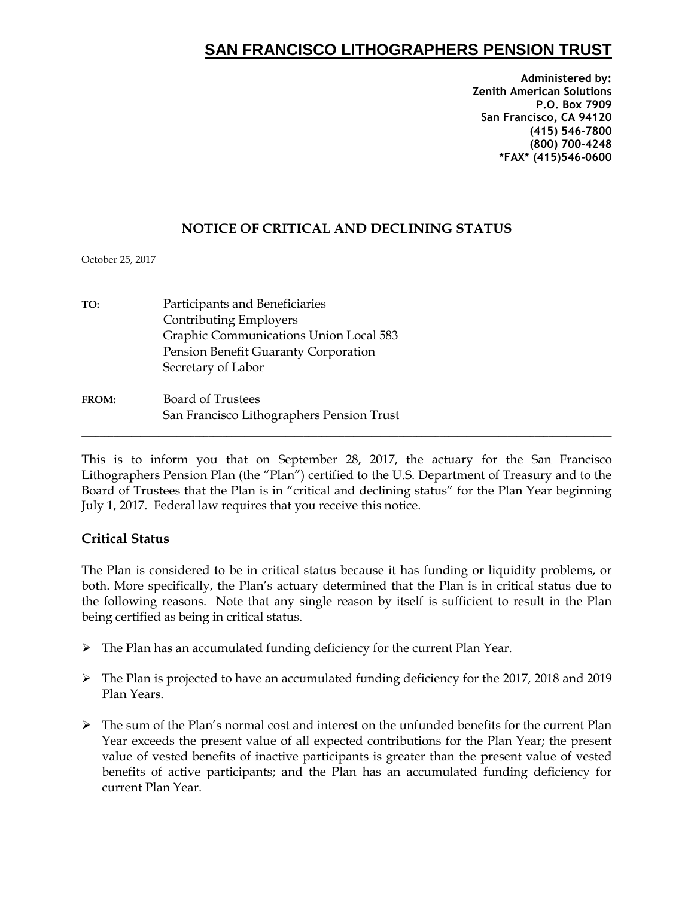# SAN FRANCISCO LITHOGRAPHERS PENSION TRUST

**Administered by:**
**Zenith American Solutions**
**P.O. Box 7909**
**San Francisco, CA 94120**
**(415) 546-7800**
**(800) 700-4248**
***FAX* (415)546-0600**

## NOTICE OF CRITICAL AND DECLINING STATUS

October 25, 2017

**TO:** Participants and Beneficiaries
Contributing Employers
Graphic Communications Union Local 583
Pension Benefit Guaranty Corporation
Secretary of Labor

**FROM:** Board of Trustees
San Francisco Lithographers Pension Trust

---

This is to inform you that on September 28, 2017, the actuary for the San Francisco Lithographers Pension Plan (the "Plan") certified to the U.S. Department of Treasury and to the Board of Trustees that the Plan is in "critical and declining status" for the Plan Year beginning July 1, 2017. Federal law requires that you receive this notice.

### Critical Status

The Plan is considered to be in critical status because it has funding or liquidity problems, or both. More specifically, the Plan's actuary determined that the Plan is in critical status due to the following reasons. Note that any single reason by itself is sufficient to result in the Plan being certified as being in critical status.

- The Plan has an accumulated funding deficiency for the current Plan Year.
- The Plan is projected to have an accumulated funding deficiency for the 2017, 2018 and 2019 Plan Years.
- The sum of the Plan's normal cost and interest on the unfunded benefits for the current Plan Year exceeds the present value of all expected contributions for the Plan Year; the present value of vested benefits of inactive participants is greater than the present value of vested benefits of active participants; and the Plan has an accumulated funding deficiency for current Plan Year.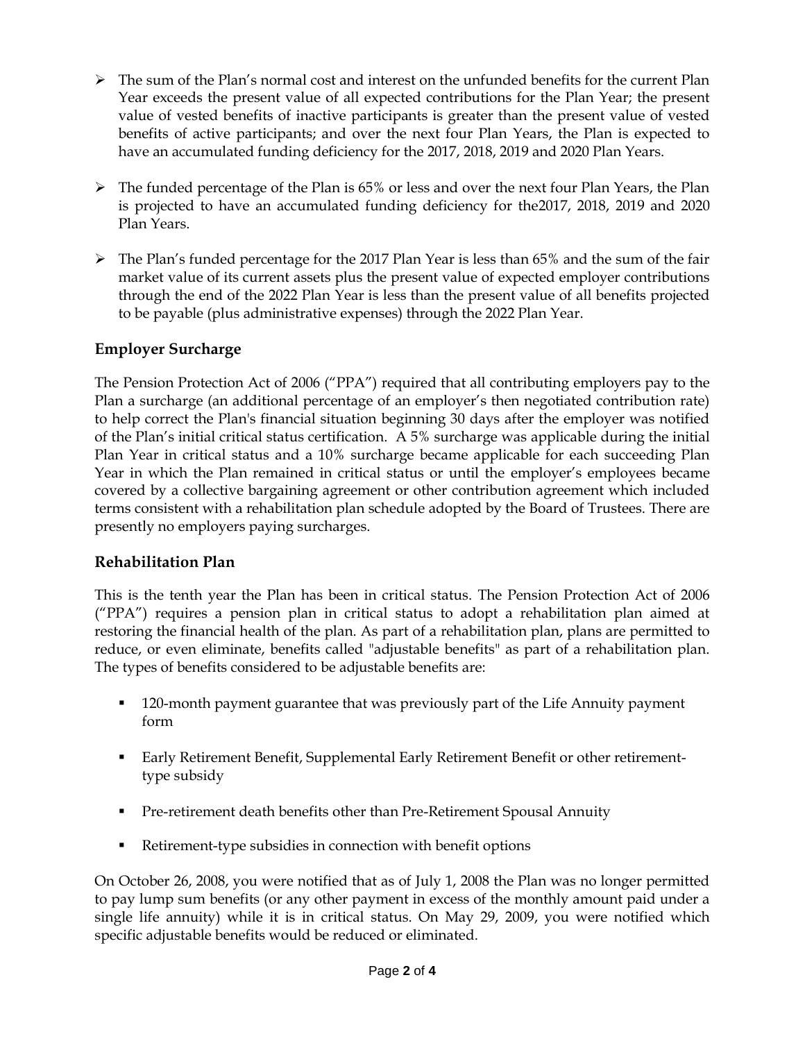- The sum of the Plan's normal cost and interest on the unfunded benefits for the current Plan Year exceeds the present value of all expected contributions for the Plan Year; the present value of vested benefits of inactive participants is greater than the present value of vested benefits of active participants; and over the next four Plan Years, the Plan is expected to have an accumulated funding deficiency for the 2017, 2018, 2019 and 2020 Plan Years.

- The funded percentage of the Plan is 65% or less and over the next four Plan Years, the Plan is projected to have an accumulated funding deficiency for the2017, 2018, 2019 and 2020 Plan Years.

- The Plan's funded percentage for the 2017 Plan Year is less than 65% and the sum of the fair market value of its current assets plus the present value of expected employer contributions through the end of the 2022 Plan Year is less than the present value of all benefits projected to be payable (plus administrative expenses) through the 2022 Plan Year.

## Employer Surcharge

The Pension Protection Act of 2006 ("PPA") required that all contributing employers pay to the Plan a surcharge (an additional percentage of an employer's then negotiated contribution rate) to help correct the Plan's financial situation beginning 30 days after the employer was notified of the Plan's initial critical status certification. A 5% surcharge was applicable during the initial Plan Year in critical status and a 10% surcharge became applicable for each succeeding Plan Year in which the Plan remained in critical status or until the employer's employees became covered by a collective bargaining agreement or other contribution agreement which included terms consistent with a rehabilitation plan schedule adopted by the Board of Trustees. There are presently no employers paying surcharges.

## Rehabilitation Plan

This is the tenth year the Plan has been in critical status. The Pension Protection Act of 2006 ("PPA") requires a pension plan in critical status to adopt a rehabilitation plan aimed at restoring the financial health of the plan. As part of a rehabilitation plan, plans are permitted to reduce, or even eliminate, benefits called "adjustable benefits" as part of a rehabilitation plan. The types of benefits considered to be adjustable benefits are:

- 120-month payment guarantee that was previously part of the Life Annuity payment form

- Early Retirement Benefit, Supplemental Early Retirement Benefit or other retirement-type subsidy

- Pre-retirement death benefits other than Pre-Retirement Spousal Annuity

- Retirement-type subsidies in connection with benefit options

On October 26, 2008, you were notified that as of July 1, 2008 the Plan was no longer permitted to pay lump sum benefits (or any other payment in excess of the monthly amount paid under a single life annuity) while it is in critical status. On May 29, 2009, you were notified which specific adjustable benefits would be reduced or eliminated.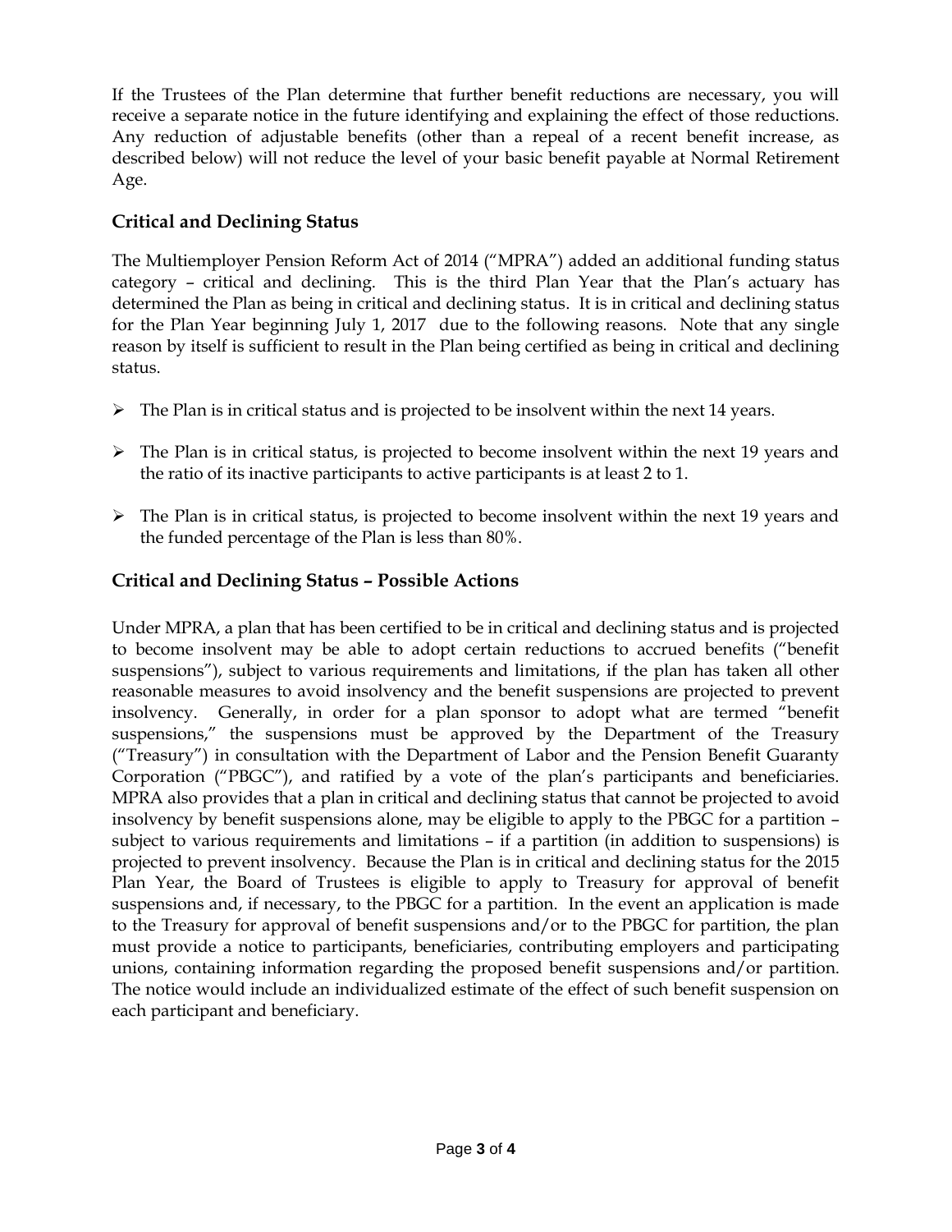If the Trustees of the Plan determine that further benefit reductions are necessary, you will receive a separate notice in the future identifying and explaining the effect of those reductions. Any reduction of adjustable benefits (other than a repeal of a recent benefit increase, as described below) will not reduce the level of your basic benefit payable at Normal Retirement Age.

## Critical and Declining Status

The Multiemployer Pension Reform Act of 2014 ("MPRA") added an additional funding status category – critical and declining. This is the third Plan Year that the Plan's actuary has determined the Plan as being in critical and declining status. It is in critical and declining status for the Plan Year beginning July 1, 2017 due to the following reasons. Note that any single reason by itself is sufficient to result in the Plan being certified as being in critical and declining status.

- The Plan is in critical status and is projected to be insolvent within the next 14 years.
- The Plan is in critical status, is projected to become insolvent within the next 19 years and the ratio of its inactive participants to active participants is at least 2 to 1.
- The Plan is in critical status, is projected to become insolvent within the next 19 years and the funded percentage of the Plan is less than 80%.

## Critical and Declining Status – Possible Actions

Under MPRA, a plan that has been certified to be in critical and declining status and is projected to become insolvent may be able to adopt certain reductions to accrued benefits ("benefit suspensions"), subject to various requirements and limitations, if the plan has taken all other reasonable measures to avoid insolvency and the benefit suspensions are projected to prevent insolvency. Generally, in order for a plan sponsor to adopt what are termed "benefit suspensions," the suspensions must be approved by the Department of the Treasury ("Treasury") in consultation with the Department of Labor and the Pension Benefit Guaranty Corporation ("PBGC"), and ratified by a vote of the plan's participants and beneficiaries. MPRA also provides that a plan in critical and declining status that cannot be projected to avoid insolvency by benefit suspensions alone, may be eligible to apply to the PBGC for a partition – subject to various requirements and limitations – if a partition (in addition to suspensions) is projected to prevent insolvency. Because the Plan is in critical and declining status for the 2015 Plan Year, the Board of Trustees is eligible to apply to Treasury for approval of benefit suspensions and, if necessary, to the PBGC for a partition. In the event an application is made to the Treasury for approval of benefit suspensions and/or to the PBGC for partition, the plan must provide a notice to participants, beneficiaries, contributing employers and participating unions, containing information regarding the proposed benefit suspensions and/or partition. The notice would include an individualized estimate of the effect of such benefit suspension on each participant and beneficiary.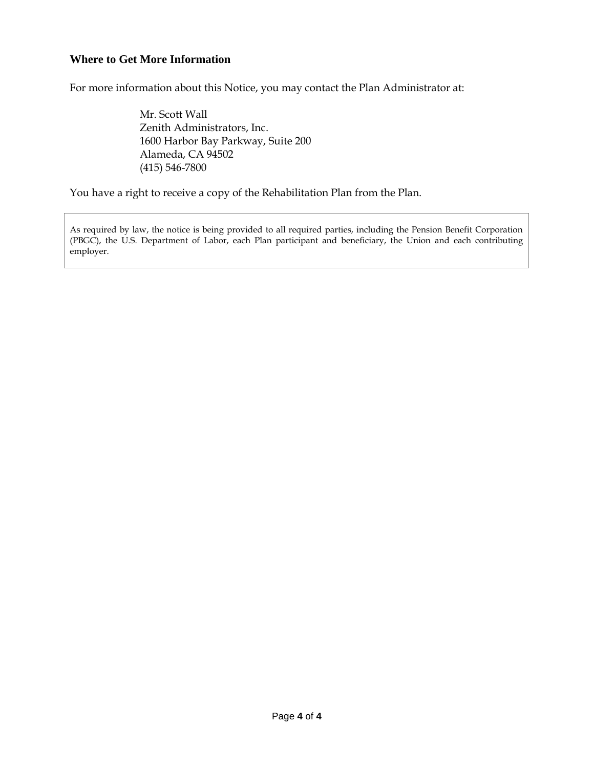## Where to Get More Information

For more information about this Notice, you may contact the Plan Administrator at:

Mr. Scott Wall
Zenith Administrators, Inc.
1600 Harbor Bay Parkway, Suite 200
Alameda, CA 94502
(415) 546-7800

You have a right to receive a copy of the Rehabilitation Plan from the Plan.

As required by law, the notice is being provided to all required parties, including the Pension Benefit Corporation (PBGC), the U.S. Department of Labor, each Plan participant and beneficiary, the Union and each contributing employer.